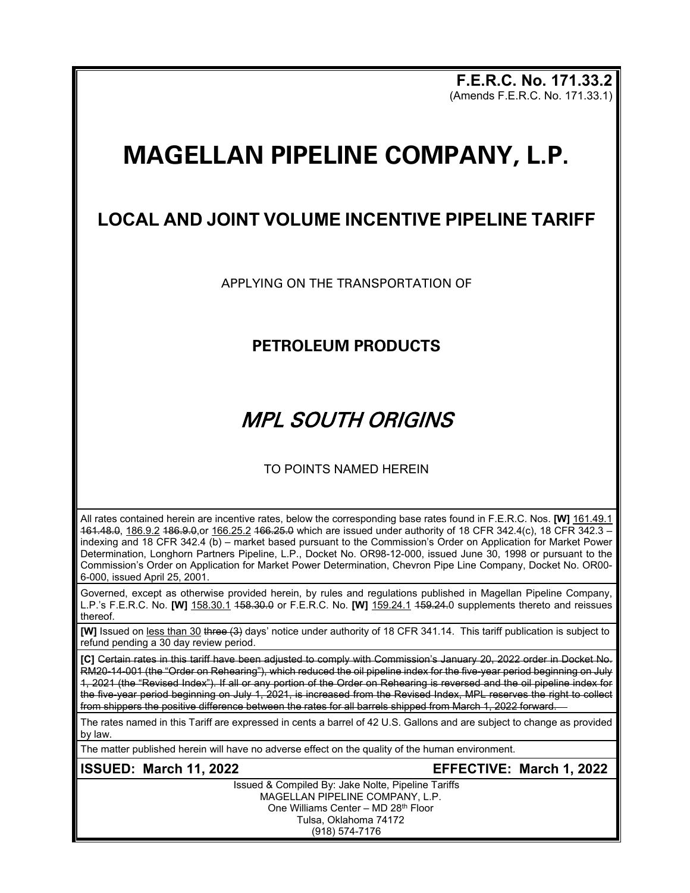**F.E.R.C. No. 171.33.2**
(Amends F.E.R.C. No. 171.33.1)

# MAGELLAN PIPELINE COMPANY, L.P.

## LOCAL AND JOINT VOLUME INCENTIVE PIPELINE TARIFF

APPLYING ON THE TRANSPORTATION OF

### PETROLEUM PRODUCTS

## *MPL SOUTH ORIGINS*

TO POINTS NAMED HEREIN

All rates contained herein are incentive rates, below the corresponding base rates found in F.E.R.C. Nos. **[W]** 161.49.1 ~~161.48.0~~, 186.9.2 ~~186.9.0~~,or 166.25.2 ~~166.25.0~~ which are issued under authority of 18 CFR 342.4(c), 18 CFR 342.3 – indexing and 18 CFR 342.4 (b) – market based pursuant to the Commission's Order on Application for Market Power Determination, Longhorn Partners Pipeline, L.P., Docket No. OR98-12-000, issued June 30, 1998 or pursuant to the Commission's Order on Application for Market Power Determination, Chevron Pipe Line Company, Docket No. OR00-6-000, issued April 25, 2001.

Governed, except as otherwise provided herein, by rules and regulations published in Magellan Pipeline Company, L.P.'s F.E.R.C. No. **[W]** 158.30.1 ~~158.30.0~~ or F.E.R.C. No. **[W]** 159.24.1 ~~159.24.0~~ supplements thereto and reissues thereof.

**[W]** Issued on less than 30 ~~three (3)~~ days' notice under authority of 18 CFR 341.14. This tariff publication is subject to refund pending a 30 day review period.

**[C]** ~~Certain rates in this tariff have been adjusted to comply with Commission's January 20, 2022 order in Docket No. RM20-14-001 (the "Order on Rehearing"), which reduced the oil pipeline index for the five-year period beginning on July 1, 2021 (the "Revised Index"). If all or any portion of the Order on Rehearing is reversed and the oil pipeline index for the five-year period beginning on July 1, 2021, is increased from the Revised Index, MPL reserves the right to collect from shippers the positive difference between the rates for all barrels shipped from March 1, 2022 forward.~~

The rates named in this Tariff are expressed in cents a barrel of 42 U.S. Gallons and are subject to change as provided by law.

The matter published herein will have no adverse effect on the quality of the human environment.

**ISSUED: March 11, 2022** **EFFECTIVE: March 1, 2022**

Issued & Compiled By: Jake Nolte, Pipeline Tariffs
MAGELLAN PIPELINE COMPANY, L.P.
One Williams Center – MD 28th Floor
Tulsa, Oklahoma 74172
(918) 574-7176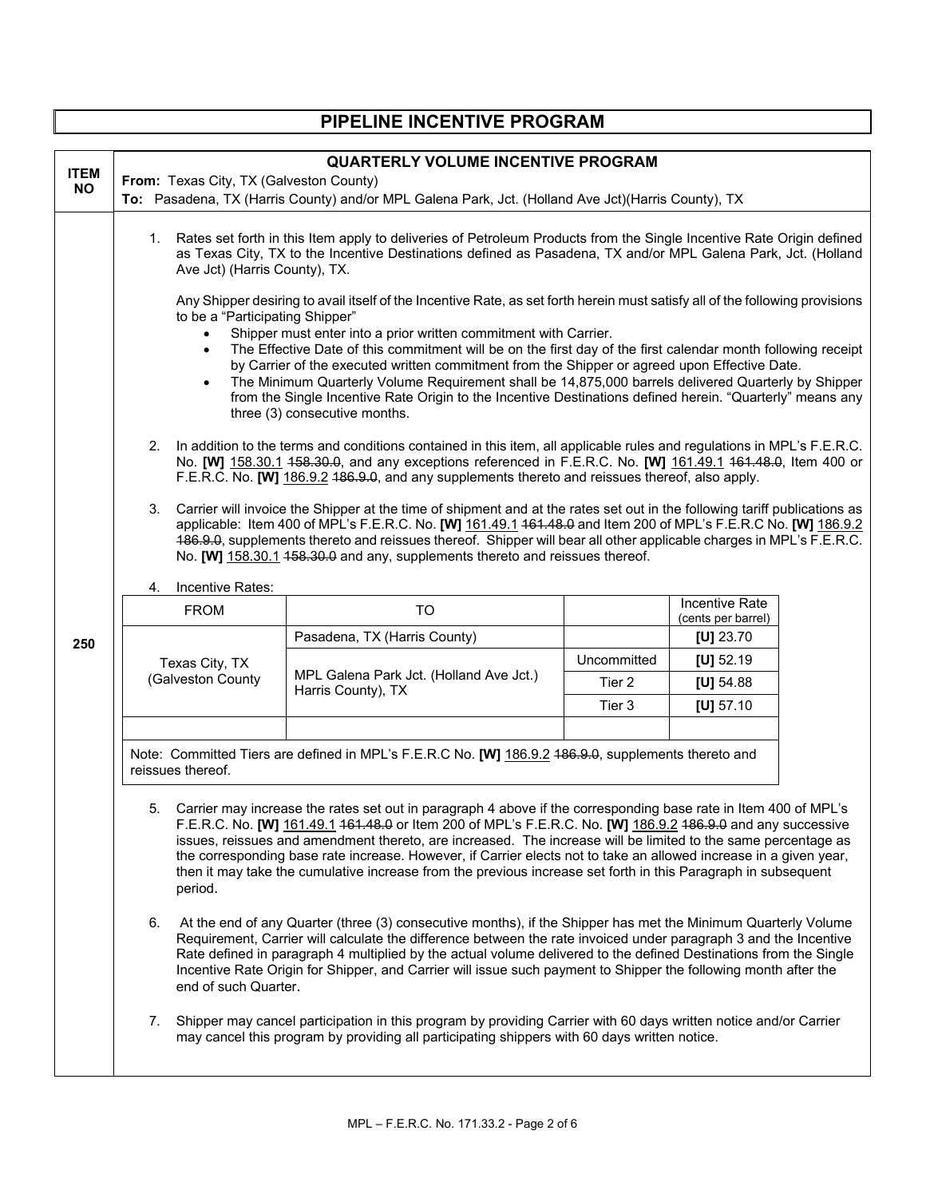# PIPELINE INCENTIVE PROGRAM

## QUARTERLY VOLUME INCENTIVE PROGRAM

**ITEM NO** 250

**From:** Texas City, TX (Galveston County)
**To:** Pasadena, TX (Harris County) and/or MPL Galena Park, Jct. (Holland Ave Jct)(Harris County), TX

1. Rates set forth in this Item apply to deliveries of Petroleum Products from the Single Incentive Rate Origin defined as Texas City, TX to the Incentive Destinations defined as Pasadena, TX and/or MPL Galena Park, Jct. (Holland Ave Jct) (Harris County), TX.

   Any Shipper desiring to avail itself of the Incentive Rate, as set forth herein must satisfy all of the following provisions to be a "Participating Shipper"
   - Shipper must enter into a prior written commitment with Carrier.
   - The Effective Date of this commitment will be on the first day of the first calendar month following receipt by Carrier of the executed written commitment from the Shipper or agreed upon Effective Date.
   - The Minimum Quarterly Volume Requirement shall be 14,875,000 barrels delivered Quarterly by Shipper from the Single Incentive Rate Origin to the Incentive Destinations defined herein. "Quarterly" means any three (3) consecutive months.

2. In addition to the terms and conditions contained in this item, all applicable rules and regulations in MPL's F.E.R.C. No. **[W]** 158.30.1 ~~158.30.0~~, and any exceptions referenced in F.E.R.C. No. **[W]** 161.49.1 ~~161.48.0~~, Item 400 or F.E.R.C. No. **[W]** 186.9.2 ~~186.9.0~~, and any supplements thereto and reissues thereof, also apply.

3. Carrier will invoice the Shipper at the time of shipment and at the rates set out in the following tariff publications as applicable: Item 400 of MPL's F.E.R.C. No. **[W]** 161.49.1 ~~161.48.0~~ and Item 200 of MPL's F.E.R.C No. **[W]** 186.9.2 ~~186.9.0~~, supplements thereto and reissues thereof. Shipper will bear all other applicable charges in MPL's F.E.R.C. No. **[W]** 158.30.1 ~~158.30.0~~ and any, supplements thereto and reissues thereof.

4. Incentive Rates:

| FROM | TO | | Incentive Rate (cents per barrel) |
|---|---|---|---|
| Texas City, TX (Galveston County | Pasadena, TX (Harris County) | | **[U]** 23.70 |
| | MPL Galena Park Jct. (Holland Ave Jct.) Harris County), TX | Uncommitted | **[U]** 52.19 |
| | | Tier 2 | **[U]** 54.88 |
| | | Tier 3 | **[U]** 57.10 |
| | | | |

Note: Committed Tiers are defined in MPL's F.E.R.C No. **[W]** 186.9.2 ~~186.9.0~~, supplements thereto and reissues thereof.

5. Carrier may increase the rates set out in paragraph 4 above if the corresponding base rate in Item 400 of MPL's F.E.R.C. No. **[W]** 161.49.1 ~~161.48.0~~ or Item 200 of MPL's F.E.R.C. No. **[W]** 186.9.2 ~~186.9.0~~ and any successive issues, reissues and amendment thereto, are increased. The increase will be limited to the same percentage as the corresponding base rate increase. However, if Carrier elects not to take an allowed increase in a given year, then it may take the cumulative increase from the previous increase set forth in this Paragraph in subsequent period.

6. At the end of any Quarter (three (3) consecutive months), if the Shipper has met the Minimum Quarterly Volume Requirement, Carrier will calculate the difference between the rate invoiced under paragraph 3 and the Incentive Rate defined in paragraph 4 multiplied by the actual volume delivered to the defined Destinations from the Single Incentive Rate Origin for Shipper, and Carrier will issue such payment to Shipper the following month after the end of such Quarter.

7. Shipper may cancel participation in this program by providing Carrier with 60 days written notice and/or Carrier may cancel this program by providing all participating shippers with 60 days written notice.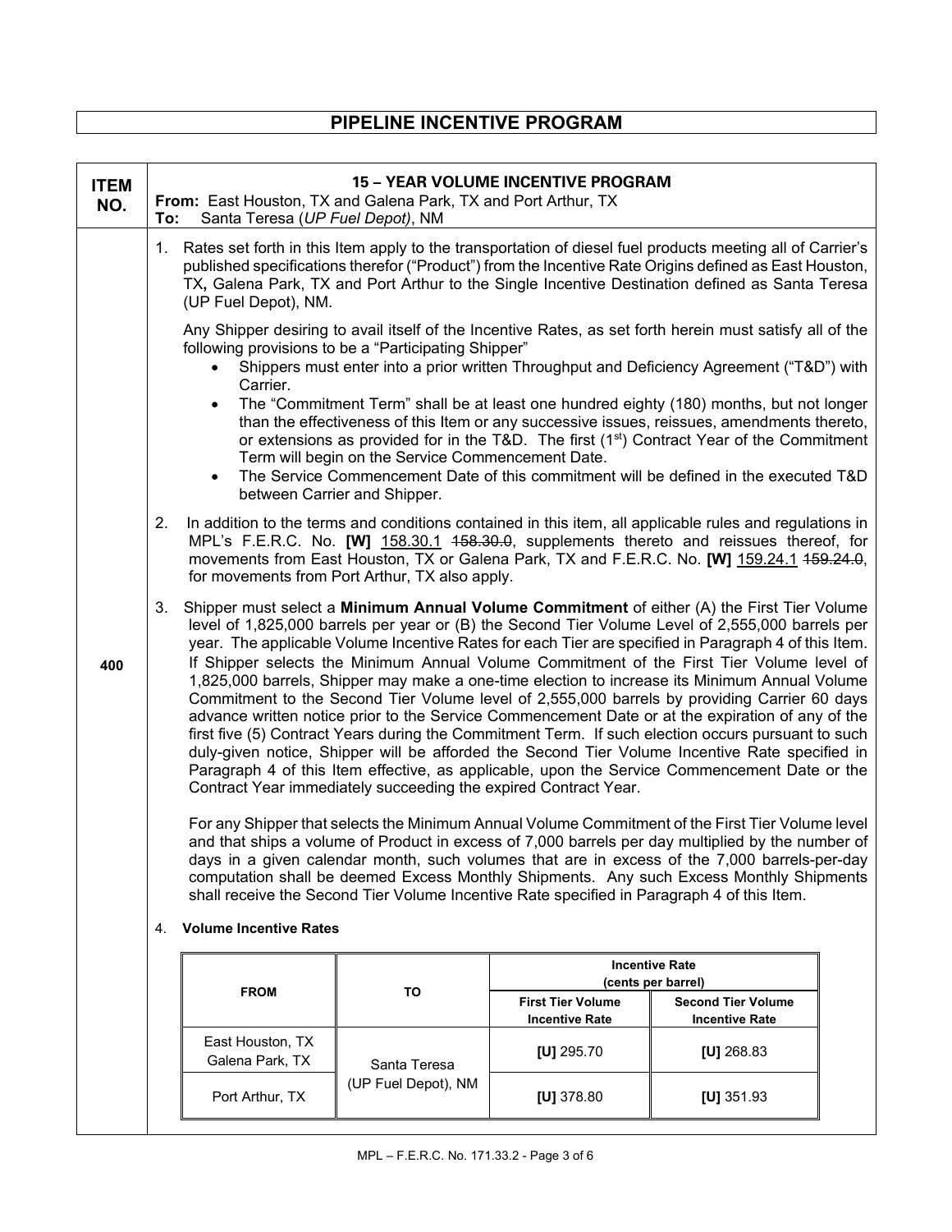# PIPELINE INCENTIVE PROGRAM

**ITEM NO. 400**

**15 – YEAR VOLUME INCENTIVE PROGRAM**

**From:** East Houston, TX and Galena Park, TX and Port Arthur, TX
**To:** Santa Teresa (*UP Fuel Depot)*, NM

1. Rates set forth in this Item apply to the transportation of diesel fuel products meeting all of Carrier's published specifications therefor ("Product") from the Incentive Rate Origins defined as East Houston, TX, Galena Park, TX and Port Arthur to the Single Incentive Destination defined as Santa Teresa (UP Fuel Depot), NM.

   Any Shipper desiring to avail itself of the Incentive Rates, as set forth herein must satisfy all of the following provisions to be a "Participating Shipper"

   - Shippers must enter into a prior written Throughput and Deficiency Agreement ("T&D") with Carrier.
   - The "Commitment Term" shall be at least one hundred eighty (180) months, but not longer than the effectiveness of this Item or any successive issues, reissues, amendments thereto, or extensions as provided for in the T&D. The first (1st) Contract Year of the Commitment Term will begin on the Service Commencement Date.
   - The Service Commencement Date of this commitment will be defined in the executed T&D between Carrier and Shipper.

2. In addition to the terms and conditions contained in this item, all applicable rules and regulations in MPL's F.E.R.C. No. **[W]** 158.30.1 ~~158.30.0~~, supplements thereto and reissues thereof, for movements from East Houston, TX or Galena Park, TX and F.E.R.C. No. **[W]** 159.24.1 ~~159.24.0~~, for movements from Port Arthur, TX also apply.

3. Shipper must select a **Minimum Annual Volume Commitment** of either (A) the First Tier Volume level of 1,825,000 barrels per year or (B) the Second Tier Volume Level of 2,555,000 barrels per year. The applicable Volume Incentive Rates for each Tier are specified in Paragraph 4 of this Item. If Shipper selects the Minimum Annual Volume Commitment of the First Tier Volume level of 1,825,000 barrels, Shipper may make a one-time election to increase its Minimum Annual Volume Commitment to the Second Tier Volume level of 2,555,000 barrels by providing Carrier 60 days advance written notice prior to the Service Commencement Date or at the expiration of any of the first five (5) Contract Years during the Commitment Term. If such election occurs pursuant to such duly-given notice, Shipper will be afforded the Second Tier Volume Incentive Rate specified in Paragraph 4 of this Item effective, as applicable, upon the Service Commencement Date or the Contract Year immediately succeeding the expired Contract Year.

   For any Shipper that selects the Minimum Annual Volume Commitment of the First Tier Volume level and that ships a volume of Product in excess of 7,000 barrels per day multiplied by the number of days in a given calendar month, such volumes that are in excess of the 7,000 barrels-per-day computation shall be deemed Excess Monthly Shipments. Any such Excess Monthly Shipments shall receive the Second Tier Volume Incentive Rate specified in Paragraph 4 of this Item.

4. **Volume Incentive Rates**

| FROM | TO | Incentive Rate (cents per barrel) | |
|---|---|---|---|
| | | First Tier Volume Incentive Rate | Second Tier Volume Incentive Rate |
| East Houston, TX Galena Park, TX | Santa Teresa (UP Fuel Depot), NM | [U] 295.70 | [U] 268.83 |
| Port Arthur, TX | Santa Teresa (UP Fuel Depot), NM | [U] 378.80 | [U] 351.93 |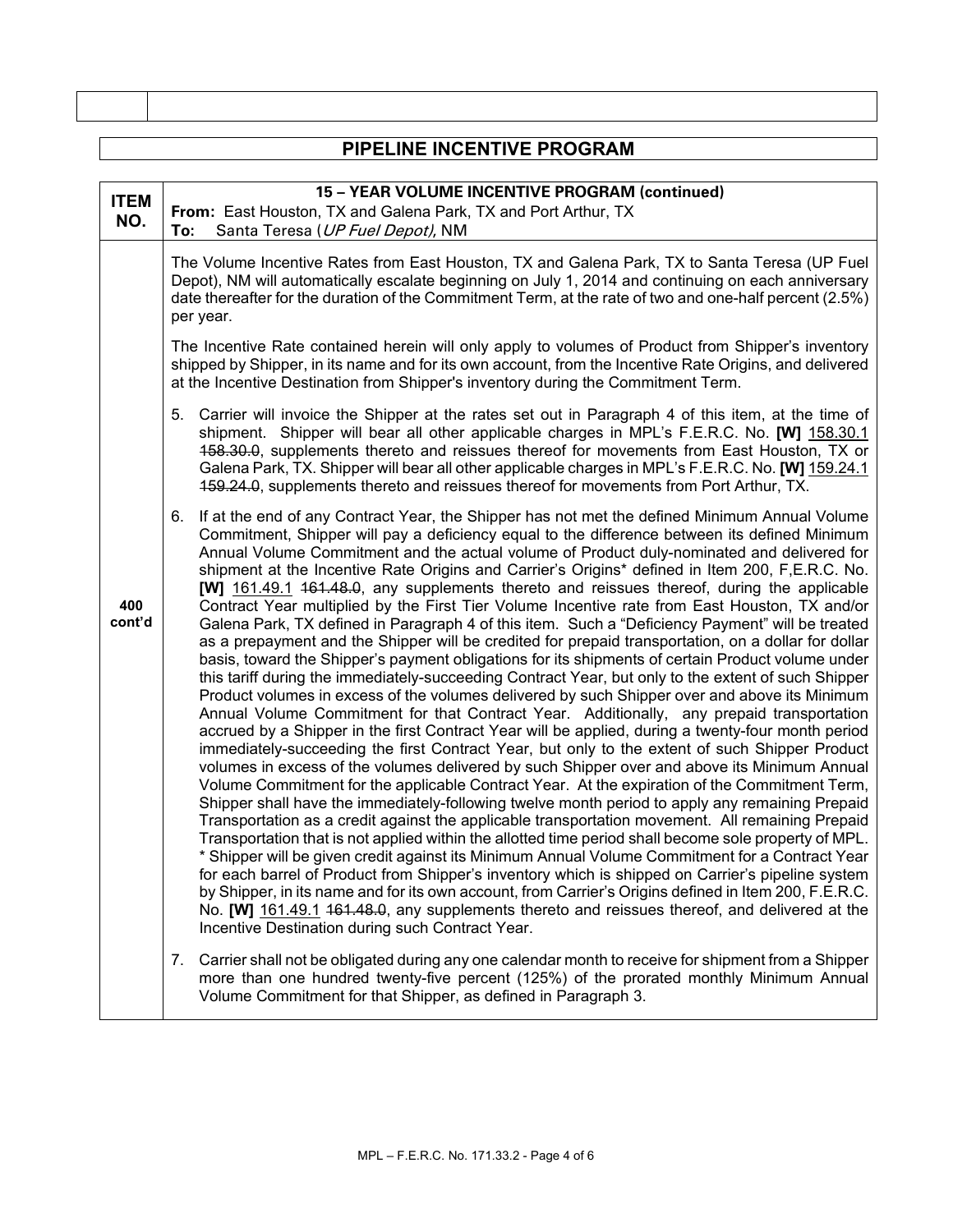## PIPELINE INCENTIVE PROGRAM

| ITEM NO. | 15 – YEAR VOLUME INCENTIVE PROGRAM (continued)<br>**From:** East Houston, TX and Galena Park, TX and Port Arthur, TX<br>**To:** Santa Teresa (*UP Fuel Depot),* NM |
|---|---|
| 400 cont'd | The Volume Incentive Rates from East Houston, TX and Galena Park, TX to Santa Teresa (UP Fuel Depot), NM will automatically escalate beginning on July 1, 2014 and continuing on each anniversary date thereafter for the duration of the Commitment Term, at the rate of two and one-half percent (2.5%) per year.<br><br>The Incentive Rate contained herein will only apply to volumes of Product from Shipper's inventory shipped by Shipper, in its name and for its own account, from the Incentive Rate Origins, and delivered at the Incentive Destination from Shipper's inventory during the Commitment Term.<br><br>5. Carrier will invoice the Shipper at the rates set out in Paragraph 4 of this item, at the time of shipment. Shipper will bear all other applicable charges in MPL's F.E.R.C. No. **[W]** 158.30.1 ~~158.30.0~~, supplements thereto and reissues thereof for movements from East Houston, TX or Galena Park, TX. Shipper will bear all other applicable charges in MPL's F.E.R.C. No. **[W]** 159.24.1 ~~159.24.0~~, supplements thereto and reissues thereof for movements from Port Arthur, TX.<br><br>6. If at the end of any Contract Year, the Shipper has not met the defined Minimum Annual Volume Commitment, Shipper will pay a deficiency equal to the difference between its defined Minimum Annual Volume Commitment and the actual volume of Product duly-nominated and delivered for shipment at the Incentive Rate Origins and Carrier's Origins* defined in Item 200, F,E.R.C. No. **[W]** 161.49.1 ~~161.48.0~~, any supplements thereto and reissues thereof, during the applicable Contract Year multiplied by the First Tier Volume Incentive rate from East Houston, TX and/or Galena Park, TX defined in Paragraph 4 of this item. Such a "Deficiency Payment" will be treated as a prepayment and the Shipper will be credited for prepaid transportation, on a dollar for dollar basis, toward the Shipper's payment obligations for its shipments of certain Product volume under this tariff during the immediately-succeeding Contract Year, but only to the extent of such Shipper Product volumes in excess of the volumes delivered by such Shipper over and above its Minimum Annual Volume Commitment for that Contract Year. Additionally, any prepaid transportation accrued by a Shipper in the first Contract Year will be applied, during a twenty-four month period immediately-succeeding the first Contract Year, but only to the extent of such Shipper Product volumes in excess of the volumes delivered by such Shipper over and above its Minimum Annual Volume Commitment for the applicable Contract Year. At the expiration of the Commitment Term, Shipper shall have the immediately-following twelve month period to apply any remaining Prepaid Transportation as a credit against the applicable transportation movement. All remaining Prepaid Transportation that is not applied within the allotted time period shall become sole property of MPL.<br>* Shipper will be given credit against its Minimum Annual Volume Commitment for a Contract Year for each barrel of Product from Shipper's inventory which is shipped on Carrier's pipeline system by Shipper, in its name and for its own account, from Carrier's Origins defined in Item 200, F.E.R.C. No. **[W]** 161.49.1 ~~161.48.0~~, any supplements thereto and reissues thereof, and delivered at the Incentive Destination during such Contract Year.<br><br>7. Carrier shall not be obligated during any one calendar month to receive for shipment from a Shipper more than one hundred twenty-five percent (125%) of the prorated monthly Minimum Annual Volume Commitment for that Shipper, as defined in Paragraph 3. |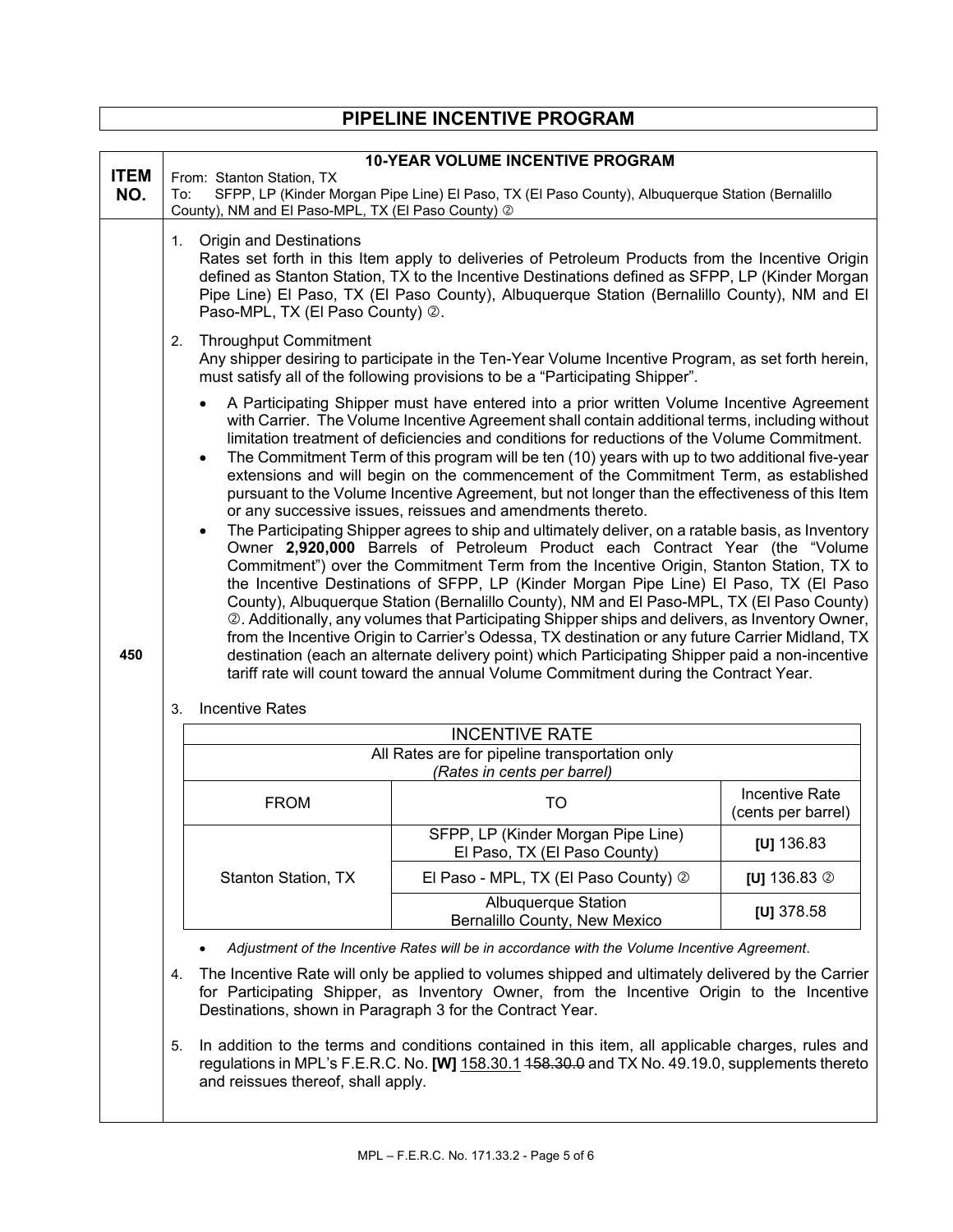# PIPELINE INCENTIVE PROGRAM

| ITEM NO. | 10-YEAR VOLUME INCENTIVE PROGRAM<br>From: Stanton Station, TX<br>To: SFPP, LP (Kinder Morgan Pipe Line) El Paso, TX (El Paso County), Albuquerque Station (Bernalillo County), NM and El Paso-MPL, TX (El Paso County) ② |
|---|---|
| 450 | See below |

1. Origin and Destinations
   Rates set forth in this Item apply to deliveries of Petroleum Products from the Incentive Origin defined as Stanton Station, TX to the Incentive Destinations defined as SFPP, LP (Kinder Morgan Pipe Line) El Paso, TX (El Paso County), Albuquerque Station (Bernalillo County), NM and El Paso-MPL, TX (El Paso County) ②.

2. Throughput Commitment
   Any shipper desiring to participate in the Ten-Year Volume Incentive Program, as set forth herein, must satisfy all of the following provisions to be a "Participating Shipper".

   - A Participating Shipper must have entered into a prior written Volume Incentive Agreement with Carrier. The Volume Incentive Agreement shall contain additional terms, including without limitation treatment of deficiencies and conditions for reductions of the Volume Commitment.
   - The Commitment Term of this program will be ten (10) years with up to two additional five-year extensions and will begin on the commencement of the Commitment Term, as established pursuant to the Volume Incentive Agreement, but not longer than the effectiveness of this Item or any successive issues, reissues and amendments thereto.
   - The Participating Shipper agrees to ship and ultimately deliver, on a ratable basis, as Inventory Owner **2,920,000** Barrels of Petroleum Product each Contract Year (the "Volume Commitment") over the Commitment Term from the Incentive Origin, Stanton Station, TX to the Incentive Destinations of SFPP, LP (Kinder Morgan Pipe Line) El Paso, TX (El Paso County), Albuquerque Station (Bernalillo County), NM and El Paso-MPL, TX (El Paso County) ②. Additionally, any volumes that Participating Shipper ships and delivers, as Inventory Owner, from the Incentive Origin to Carrier's Odessa, TX destination or any future Carrier Midland, TX destination (each an alternate delivery point) which Participating Shipper paid a non-incentive tariff rate will count toward the annual Volume Commitment during the Contract Year.

3. Incentive Rates

| INCENTIVE RATE | | |
|---|---|---|
| All Rates are for pipeline transportation only<br>*(Rates in cents per barrel)* | | |
| FROM | TO | Incentive Rate (cents per barrel) |
| Stanton Station, TX | SFPP, LP (Kinder Morgan Pipe Line) El Paso, TX (El Paso County) | **[U]** 136.83 |
| | El Paso - MPL, TX (El Paso County) ② | **[U]** 136.83 ② |
| | Albuquerque Station Bernalillo County, New Mexico | **[U]** 378.58 |

   - *Adjustment of the Incentive Rates will be in accordance with the Volume Incentive Agreement*.

4. The Incentive Rate will only be applied to volumes shipped and ultimately delivered by the Carrier for Participating Shipper, as Inventory Owner, from the Incentive Origin to the Incentive Destinations, shown in Paragraph 3 for the Contract Year.

5. In addition to the terms and conditions contained in this item, all applicable charges, rules and regulations in MPL's F.E.R.C. No. **[W]** 158.30.1 ~~158.30.0~~ and TX No. 49.19.0, supplements thereto and reissues thereof, shall apply.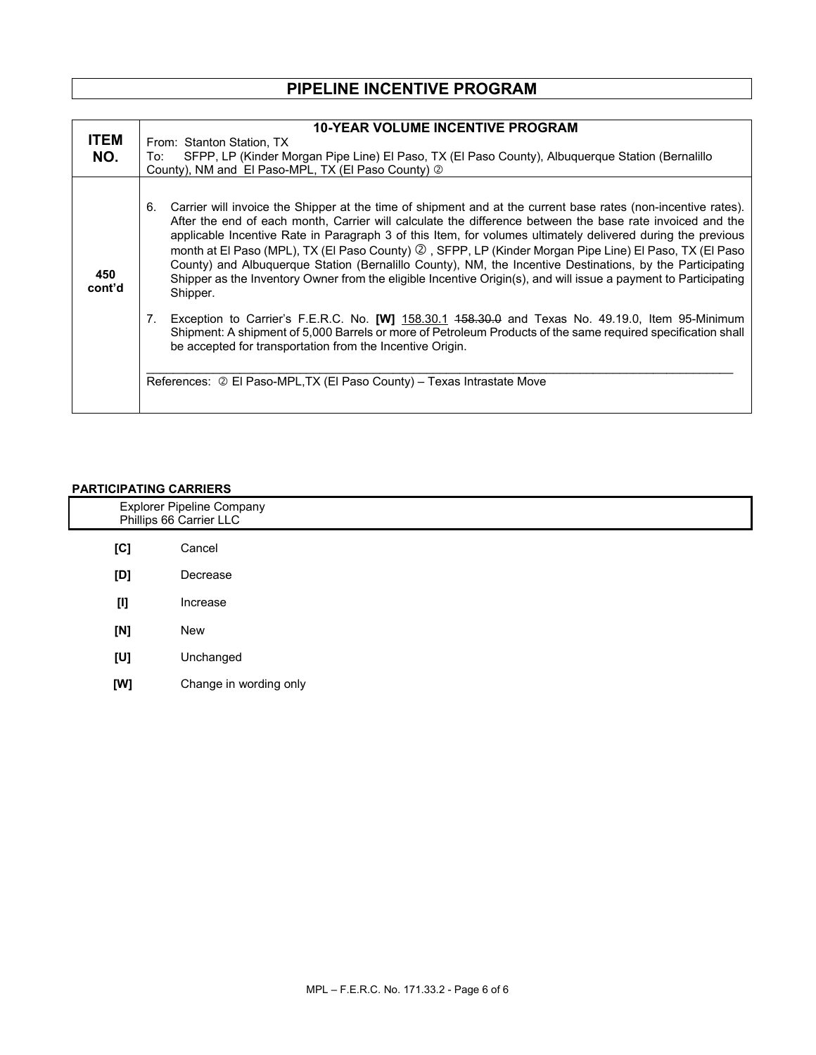# PIPELINE INCENTIVE PROGRAM

| ITEM NO. | 10-YEAR VOLUME INCENTIVE PROGRAM<br>From: Stanton Station, TX<br>To: SFPP, LP (Kinder Morgan Pipe Line) El Paso, TX (El Paso County), Albuquerque Station (Bernalillo County), NM and El Paso-MPL, TX (El Paso County) ② |
|---|---|
| 450 cont'd | 6. Carrier will invoice the Shipper at the time of shipment and at the current base rates (non-incentive rates). After the end of each month, Carrier will calculate the difference between the base rate invoiced and the applicable Incentive Rate in Paragraph 3 of this Item, for volumes ultimately delivered during the previous month at El Paso (MPL), TX (El Paso County) ②, SFPP, LP (Kinder Morgan Pipe Line) El Paso, TX (El Paso County) and Albuquerque Station (Bernalillo County), NM, the Incentive Destinations, by the Participating Shipper as the Inventory Owner from the eligible Incentive Origin(s), and will issue a payment to Participating Shipper.<br><br>7. Exception to Carrier's F.E.R.C. No. **[W]** 158.30.1 ~~158.30.0~~ and Texas No. 49.19.0, Item 95-Minimum Shipment: A shipment of 5,000 Barrels or more of Petroleum Products of the same required specification shall be accepted for transportation from the Incentive Origin.<br><br>References: ② El Paso-MPL,TX (El Paso County) – Texas Intrastate Move |

**PARTICIPATING CARRIERS**

Explorer Pipeline Company
Phillips 66 Carrier LLC

**[C]** Cancel

**[D]** Decrease

**[I]** Increase

**[N]** New

**[U]** Unchanged

**[W]** Change in wording only